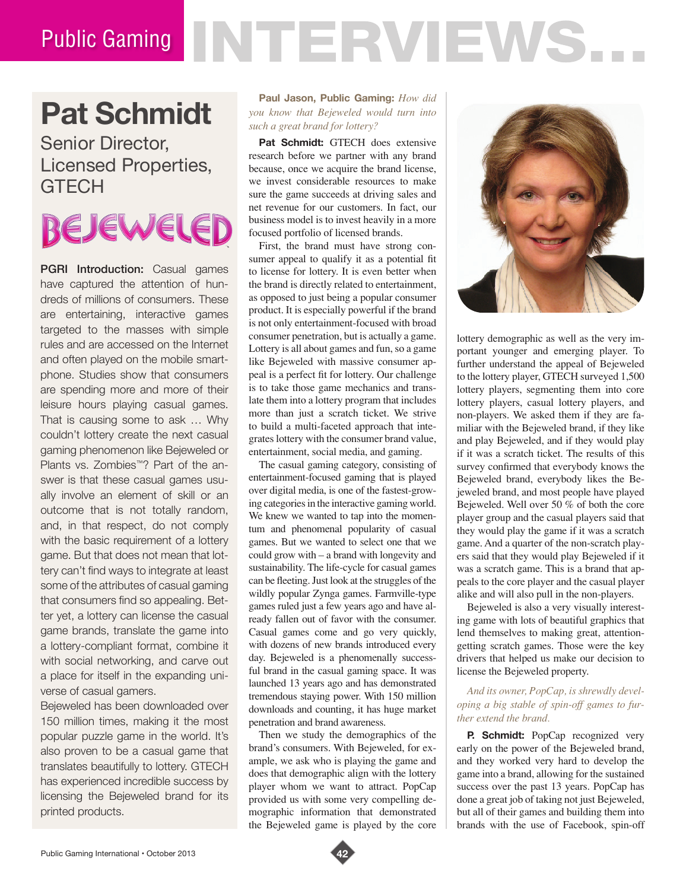# Public Gaming INTERVIEWS...

## Pat Schmidt

### Senior Director, Licensed Properties, GTECH

BEJEWELED

**PGRI Introduction:** Casual games have captured the attention of hundreds of millions of consumers. These are entertaining, interactive games targeted to the masses with simple rules and are accessed on the Internet and often played on the mobile smartphone. Studies show that consumers are spending more and more of their leisure hours playing casual games. That is causing some to ask … Why couldn't lottery create the next casual gaming phenomenon like Bejeweled or Plants vs. Zombies™? Part of the answer is that these casual games usually involve an element of skill or an outcome that is not totally random, and, in that respect, do not comply with the basic requirement of a lottery game. But that does not mean that lottery can't find ways to integrate at least some of the attributes of casual gaming that consumers find so appealing. Better yet, a lottery can license the casual game brands, translate the game into a lottery-compliant format, combine it with social networking, and carve out a place for itself in the expanding universe of casual gamers.

Bejeweled has been downloaded over 150 million times, making it the most popular puzzle game in the world. It's also proven to be a casual game that translates beautifully to lottery. GTECH has experienced incredible success by licensing the Bejeweled brand for its printed products.

**Paul Jason, Public Gaming:** *How did you know that Bejeweled would turn into such a great brand for lottery?*

**Pat Schmidt:** GTECH does extensive research before we partner with any brand because, once we acquire the brand license, we invest considerable resources to make sure the game succeeds at driving sales and net revenue for our customers. In fact, our business model is to invest heavily in a more focused portfolio of licensed brands.

First, the brand must have strong consumer appeal to qualify it as a potential fit to license for lottery. It is even better when the brand is directly related to entertainment, as opposed to just being a popular consumer product. It is especially powerful if the brand is not only entertainment-focused with broad consumer penetration, but is actually a game. Lottery is all about games and fun, so a game like Bejeweled with massive consumer appeal is a perfect fit for lottery. Our challenge is to take those game mechanics and translate them into a lottery program that includes more than just a scratch ticket. We strive to build a multi-faceted approach that integrates lottery with the consumer brand value, entertainment, social media, and gaming.

The casual gaming category, consisting of entertainment-focused gaming that is played over digital media, is one of the fastest-growing categories in the interactive gaming world. We knew we wanted to tap into the momentum and phenomenal popularity of casual games. But we wanted to select one that we could grow with – a brand with longevity and sustainability. The life-cycle for casual games can be fleeting. Just look at the struggles of the wildly popular Zynga games. Farmville-type games ruled just a few years ago and have already fallen out of favor with the consumer. Casual games come and go very quickly, with dozens of new brands introduced every day. Bejeweled is a phenomenally successful brand in the casual gaming space. It was launched 13 years ago and has demonstrated tremendous staying power. With 150 million downloads and counting, it has huge market penetration and brand awareness.

Then we study the demographics of the brand's consumers. With Bejeweled, for example, we ask who is playing the game and does that demographic align with the lottery player whom we want to attract. PopCap provided us with some very compelling demographic information that demonstrated the Bejeweled game is played by the core lottery demographic as well as the very important younger and emerging player. To further understand the appeal of Bejeweled to the lottery player, GTECH surveyed 1,500 lottery players, segmenting them into core lottery players, casual lottery players, and non-players. We asked them if they are familiar with the Bejeweled brand, if they like and play Bejeweled, and if they would play if it was a scratch ticket. The results of this survey confirmed that everybody knows the Bejeweled brand, everybody likes the Bejeweled brand, and most people have played Bejeweled. Well over 50 % of both the core player group and the casual players said that they would play the game if it was a scratch game. And a quarter of the non-scratch players said that they would play Bejeweled if it was a scratch game. This is a brand that appeals to the core player and the casual player alike and will also pull in the non-players.

Bejeweled is also a very visually interesting game with lots of beautiful graphics that lend themselves to making great, attention-getting scratch games. Those were the key drivers that helped us make our decision to license the Bejeweled property.

*And its owner, PopCap, is shrewdly developing a big stable of spin-off games to further extend the brand.*

**P. Schmidt:** PopCap recognized very early on the power of the Bejeweled brand, and they worked very hard to develop the game into a brand, allowing for the sustained success over the past 13 years. PopCap has done a great job of taking not just Bejeweled, but all of their games and building them into brands with the use of Facebook, spin-off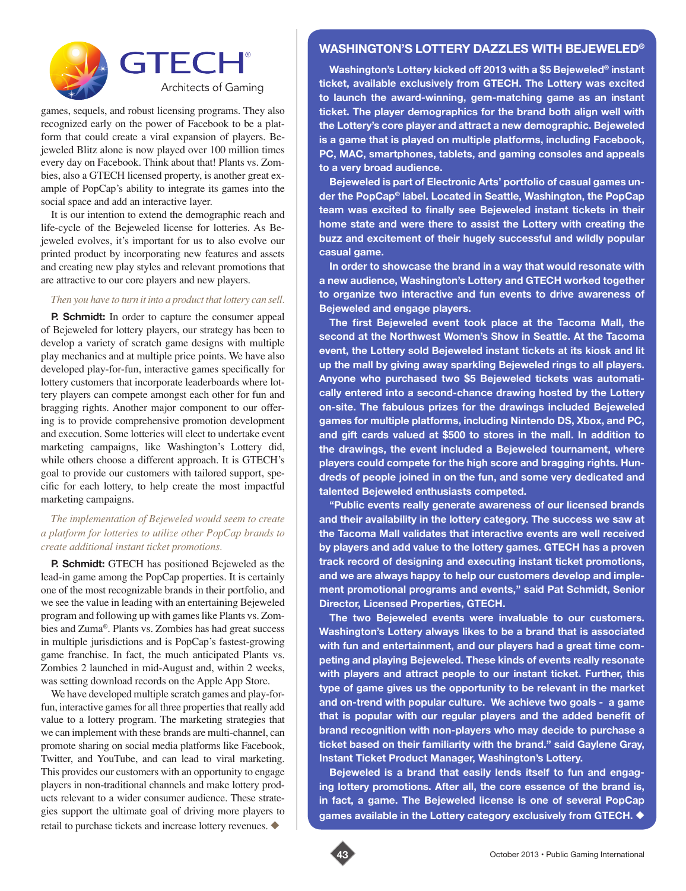GTECH® Architects of Gaming

games, sequels, and robust licensing programs. They also recognized early on the power of Facebook to be a platform that could create a viral expansion of players. Bejeweled Blitz alone is now played over 100 million times every day on Facebook. Think about that! Plants vs. Zombies, also a GTECH licensed property, is another great example of PopCap's ability to integrate its games into the social space and add an interactive layer.

It is our intention to extend the demographic reach and life-cycle of the Bejeweled license for lotteries. As Bejeweled evolves, it's important for us to also evolve our printed product by incorporating new features and assets and creating new play styles and relevant promotions that are attractive to our core players and new players.

*Then you have to turn it into a product that lottery can sell.*

**P. Schmidt:** In order to capture the consumer appeal of Bejeweled for lottery players, our strategy has been to develop a variety of scratch game designs with multiple play mechanics and at multiple price points. We have also developed play-for-fun, interactive games specifically for lottery customers that incorporate leaderboards where lottery players can compete amongst each other for fun and bragging rights. Another major component to our offering is to provide comprehensive promotion development and execution. Some lotteries will elect to undertake event marketing campaigns, like Washington's Lottery did, while others choose a different approach. It is GTECH's goal to provide our customers with tailored support, specific for each lottery, to help create the most impactful marketing campaigns.

*The implementation of Bejeweled would seem to create a platform for lotteries to utilize other PopCap brands to create additional instant ticket promotions.*

**P. Schmidt:** GTECH has positioned Bejeweled as the lead-in game among the PopCap properties. It is certainly one of the most recognizable brands in their portfolio, and we see the value in leading with an entertaining Bejeweled program and following up with games like Plants vs. Zombies and Zuma®. Plants vs. Zombies has had great success in multiple jurisdictions and is PopCap's fastest-growing game franchise. In fact, the much anticipated Plants vs. Zombies 2 launched in mid-August and, within 2 weeks, was setting download records on the Apple App Store.

We have developed multiple scratch games and play-for-fun, interactive games for all three properties that really add value to a lottery program. The marketing strategies that we can implement with these brands are multi-channel, can promote sharing on social media platforms like Facebook, Twitter, and YouTube, and can lead to viral marketing. This provides our customers with an opportunity to engage players in non-traditional channels and make lottery products relevant to a wider consumer audience. These strategies support the ultimate goal of driving more players to retail to purchase tickets and increase lottery revenues. ◆

## WASHINGTON'S LOTTERY DAZZLES WITH BEJEWELED®

**Washington's Lottery kicked off 2013 with a $5 Bejeweled® instant ticket, available exclusively from GTECH. The Lottery was excited to launch the award-winning, gem-matching game as an instant ticket. The player demographics for the brand both align well with the Lottery's core player and attract a new demographic. Bejeweled is a game that is played on multiple platforms, including Facebook, PC, MAC, smartphones, tablets, and gaming consoles and appeals to a very broad audience.**

**Bejeweled is part of Electronic Arts' portfolio of casual games under the PopCap® label. Located in Seattle, Washington, the PopCap team was excited to finally see Bejeweled instant tickets in their home state and were there to assist the Lottery with creating the buzz and excitement of their hugely successful and wildly popular casual game.**

**In order to showcase the brand in a way that would resonate with a new audience, Washington's Lottery and GTECH worked together to organize two interactive and fun events to drive awareness of Bejeweled and engage players.**

**The first Bejeweled event took place at the Tacoma Mall, the second at the Northwest Women's Show in Seattle. At the Tacoma event, the Lottery sold Bejeweled instant tickets at its kiosk and lit up the mall by giving away sparkling Bejeweled rings to all players. Anyone who purchased two $5 Bejeweled tickets was automatically entered into a second-chance drawing hosted by the Lottery on-site. The fabulous prizes for the drawings included Bejeweled games for multiple platforms, including Nintendo DS, Xbox, and PC, and gift cards valued at $500 to stores in the mall. In addition to the drawings, the event included a Bejeweled tournament, where players could compete for the high score and bragging rights. Hundreds of people joined in on the fun, and some very dedicated and talented Bejeweled enthusiasts competed.**

**"Public events really generate awareness of our licensed brands and their availability in the lottery category. The success we saw at the Tacoma Mall validates that interactive events are well received by players and add value to the lottery games. GTECH has a proven track record of designing and executing instant ticket promotions, and we are always happy to help our customers develop and implement promotional programs and events," said Pat Schmidt, Senior Director, Licensed Properties, GTECH.**

**The two Bejeweled events were invaluable to our customers. Washington's Lottery always likes to be a brand that is associated with fun and entertainment, and our players had a great time competing and playing Bejeweled. These kinds of events really resonate with players and attract people to our instant ticket. Further, this type of game gives us the opportunity to be relevant in the market and on-trend with popular culture. We achieve two goals - a game that is popular with our regular players and the added benefit of brand recognition with non-players who may decide to purchase a ticket based on their familiarity with the brand." said Gaylene Gray, Instant Ticket Product Manager, Washington's Lottery.**

**Bejeweled is a brand that easily lends itself to fun and engaging lottery promotions. After all, the core essence of the brand is, in fact, a game. The Bejeweled license is one of several PopCap games available in the Lottery category exclusively from GTECH. ◆**